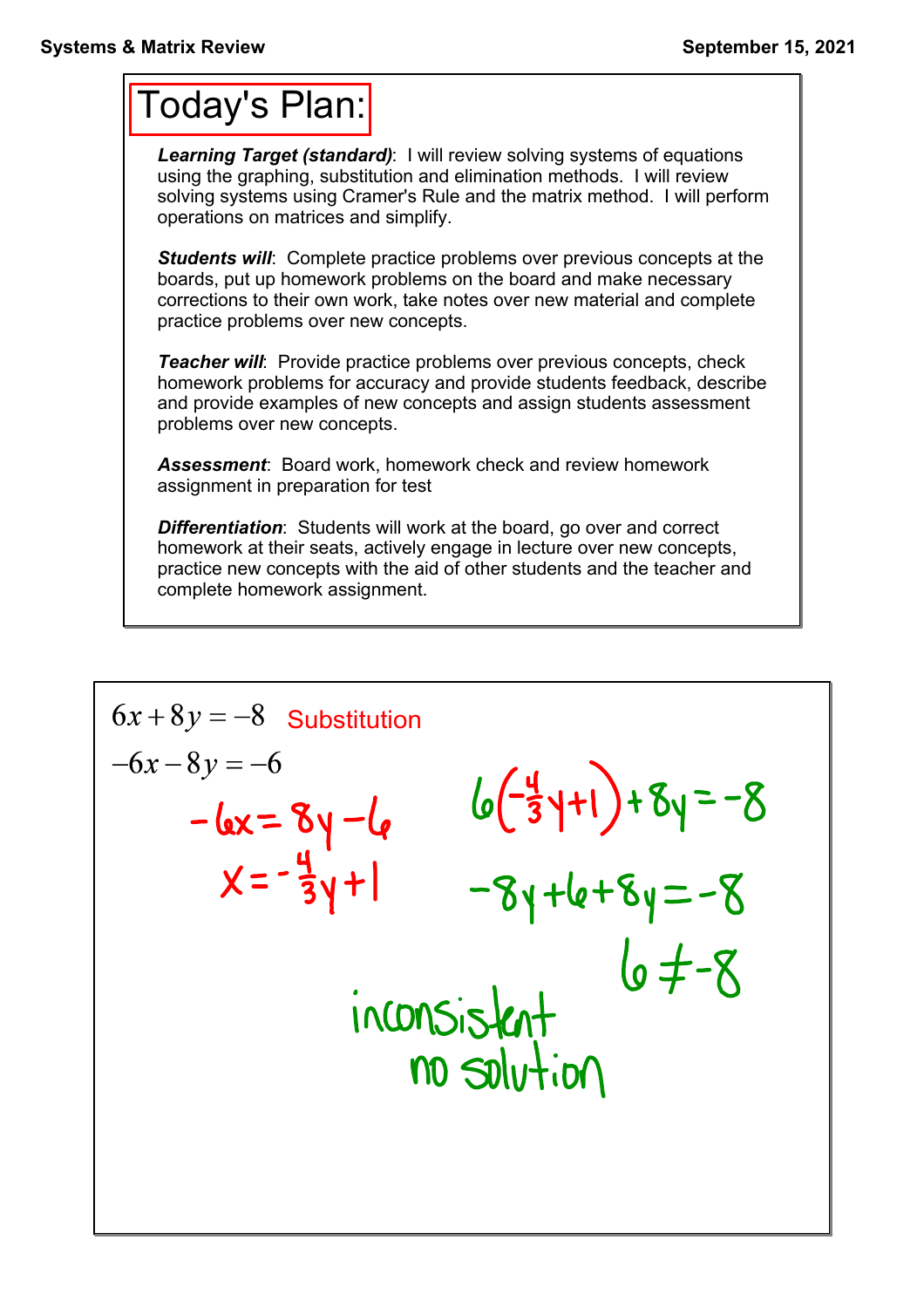# Today's Plan:

***Learning Target (standard)***: I will review solving systems of equations using the graphing, substitution and elimination methods. I will review solving systems using Cramer's Rule and the matrix method. I will perform operations on matrices and simplify.

***Students will***: Complete practice problems over previous concepts at the boards, put up homework problems on the board and make necessary corrections to their own work, take notes over new material and complete practice problems over new concepts.

***Teacher will***: Provide practice problems over previous concepts, check homework problems for accuracy and provide students feedback, describe and provide examples of new concepts and assign students assessment problems over new concepts.

***Assessment***: Board work, homework check and review homework assignment in preparation for test

***Differentiation***: Students will work at the board, go over and correct homework at their seats, actively engage in lecture over new concepts, practice new concepts with the aid of other students and the teacher and complete homework assignment.

---

$6x + 8y = -8$ Substitution

$-6x - 8y = -6$

$-6x = 8y - 6$

$x = -\frac{4}{3}y + 1$

$6\left(-\frac{4}{3}y + 1\right) + 8y = -8$

$-8y + 6 + 8y = -8$

$6 \neq -8$

inconsistent
no solution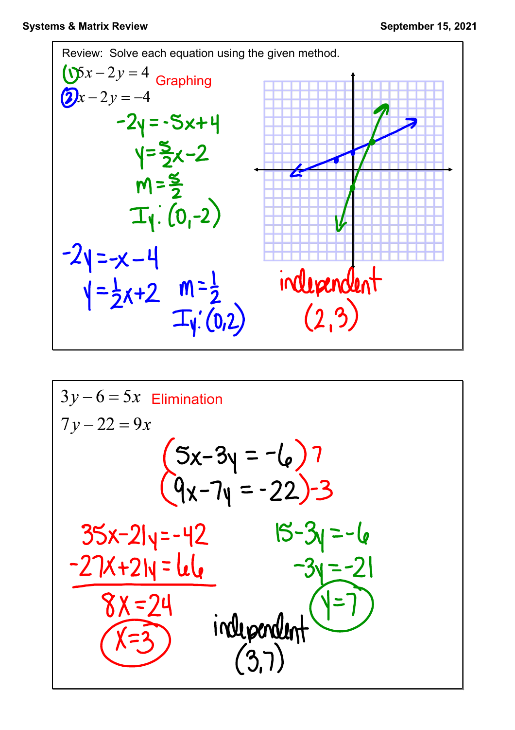Review: Solve each equation using the given method.

(1) $5x - 2y = 4$ Graphing

(2) $x - 2y = -4$

$-2y = -5x + 4$

$y = \frac{5}{2}x - 2$

$m = \frac{5}{2}$

$I_y: (0, -2)$

$-2y = -x - 4$

$y = \frac{1}{2}x + 2$ $m = \frac{1}{2}$

$I_y: (0, 2)$

independent

$(2, 3)$

---

$3y - 6 = 5x$ Elimination

$7y - 22 = 9x$

$(5x - 3y = -6)\,7$

$(9x - 7y = -22)\,{-3}$

$35x - 21y = -42$

$-27x + 21y = 66$

$8x = 24$

$x = 3$

$15 - 3y = -6$

$-3y = -21$

$y = 7$

independent

$(3, 7)$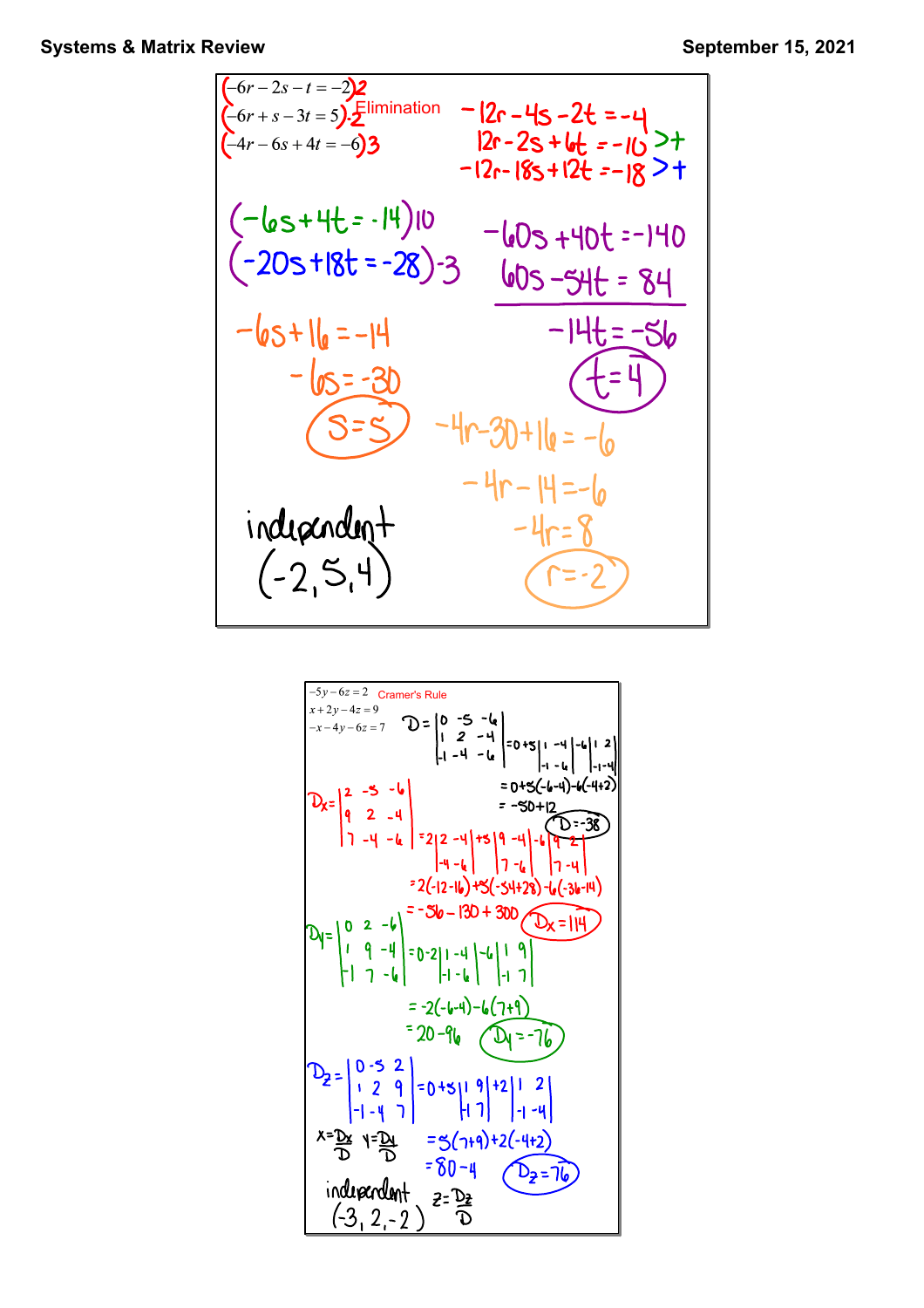# Systems & Matrix Review

September 15, 2021

$$\begin{cases} -6r - 2s - t = -2 \\ -6r + s - 3t = 5 \\ -4r - 6s + 4t = -6 \end{cases}$$

Elimination

$(-6r - 2s - t = -2)2$

$(-6r + s - 3t = 5)\cdot -2$

$(-4r - 6s + 4t = -6)3$

$-12r - 4s - 2t = -4$

$12r - 2s + 6t = -10$ >+

$-12r - 18s + 12t = -18$ >+

$(-6s + 4t = -14)10$

$(-20s + 18t = -28)\cdot -3$

$-60s + 40t = -140$

$60s - 54t = 84$

$-14t = -56$

$t = 4$

$-6s + 16 = -14$

$-6s = -30$

$s = 5$

$-4r - 30 + 16 = -6$

$-4r - 14 = -6$

$-4r = 8$

$r = -2$

independent

$(-2, 5, 4)$

---

$$\begin{aligned} -5y - 6z &= 2 \\ x + 2y - 4z &= 9 \\ -x - 4y - 6z &= 7 \end{aligned}$$

Cramer's Rule

$D = \begin{vmatrix} 0 & -5 & -6 \\ 1 & 2 & -4 \\ -1 & -4 & -6 \end{vmatrix} = 0 + 5\begin{vmatrix} 1 & -4 \\ -1 & -6 \end{vmatrix} - 6\begin{vmatrix} 1 & 2 \\ -1 & -4 \end{vmatrix}$

$= 0 + 5(-6-4) - 6(-4+2)$

$= -50 + 12$

$D = -38$

$D_x = \begin{vmatrix} 2 & -5 & -6 \\ 9 & 2 & -4 \\ 7 & -4 & -6 \end{vmatrix} = 2\begin{vmatrix} 2 & -4 \\ -4 & -6 \end{vmatrix} + 5\begin{vmatrix} 9 & -4 \\ 7 & -6 \end{vmatrix} - 6\begin{vmatrix} 9 & 2 \\ 7 & -4 \end{vmatrix}$

$= 2(-12-16) + 5(-54+28) - 6(-36-14)$

$= -56 - 130 + 300$

$D_x = 114$

$D_y = \begin{vmatrix} 0 & 2 & -6 \\ 1 & 9 & -4 \\ -1 & 7 & -6 \end{vmatrix} = 0 - 2\begin{vmatrix} 1 & -4 \\ -1 & -6 \end{vmatrix} - 6\begin{vmatrix} 1 & 9 \\ -1 & 7 \end{vmatrix}$

$= -2(-6-4) - 6(7+9)$

$= 20 - 96$

$D_y = -76$

$D_z = \begin{vmatrix} 0 & -5 & 2 \\ 1 & 2 & 9 \\ -1 & -4 & 7 \end{vmatrix} = 0 + 5\begin{vmatrix} 1 & 9 \\ -1 & 7 \end{vmatrix} + 2\begin{vmatrix} 1 & 2 \\ -1 & -4 \end{vmatrix}$

$= 5(7+9) + 2(-4+2)$

$= 80 - 4$

$D_z = 76$

$x = \frac{D_x}{D}$ $y = \frac{D_y}{D}$ $z = \frac{D_z}{D}$

independent

$(-3, 2, -2)$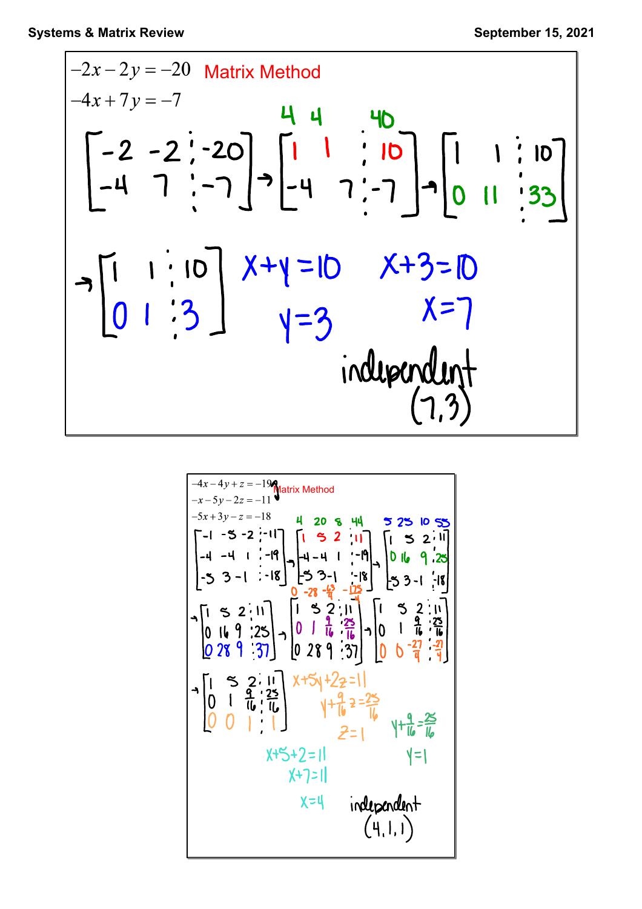**Systems & Matrix Review** — September 15, 2021

$$-2x - 2y = -20$$
$$-4x + 7y = -7$$

Matrix Method

$$\left[\begin{array}{cc|c} -2 & -2 & -20 \\ -4 & 7 & -7 \end{array}\right] \rightarrow \left[\begin{array}{cc|c} 1 & 1 & 10 \\ -4 & 7 & -7 \end{array}\right] \rightarrow \left[\begin{array}{cc|c} 1 & 1 & 10 \\ 0 & 11 & 33 \end{array}\right]$$

(4 4 40)

$$\rightarrow \left[\begin{array}{cc|c} 1 & 1 & 10 \\ 0 & 1 & 3 \end{array}\right]$$

$x + y = 10$

$y = 3$

$x + 3 = 10$

$x = 7$

independent

$(7, 3)$

---

$$-4x - 4y + z = -19$$
$$-x - 5y - 2z = -11$$
$$-5x + 3y - z = -18$$

Matrix Method

$$\left[\begin{array}{ccc|c} -1 & -5 & -2 & -11 \\ -4 & -4 & 1 & -19 \\ -5 & 3 & -1 & -18 \end{array}\right] \rightarrow \left[\begin{array}{ccc|c} 1 & 5 & 2 & 11 \\ -4 & -4 & 1 & -19 \\ -5 & 3 & -1 & -18 \end{array}\right] \rightarrow \left[\begin{array}{ccc|c} 1 & 5 & 2 & 11 \\ 0 & 16 & 9 & 25 \\ -5 & 3 & -1 & -18 \end{array}\right]$$

(4 20 8 44) (5 25 10 55)

$$\rightarrow \left[\begin{array}{ccc|c} 1 & 5 & 2 & 11 \\ 0 & 16 & 9 & 25 \\ 0 & 28 & 9 & 37 \end{array}\right] \rightarrow \left[\begin{array}{ccc|c} 1 & 5 & 2 & 11 \\ 0 & 1 & \frac{9}{16} & \frac{25}{16} \\ 0 & 28 & 9 & 37 \end{array}\right] \rightarrow \left[\begin{array}{ccc|c} 1 & 5 & 2 & 11 \\ 0 & 1 & \frac{9}{16} & \frac{25}{16} \\ 0 & 0 & -\frac{27}{4} & -\frac{27}{4} \end{array}\right]$$

($0 \quad -28 \quad -\frac{63}{4} \quad -\frac{175}{4}$)

$$\rightarrow \left[\begin{array}{ccc|c} 1 & 5 & 2 & 11 \\ 0 & 1 & \frac{9}{16} & \frac{25}{16} \\ 0 & 0 & 1 & 1 \end{array}\right]$$

$x + 5y + 2z = 11$

$y + \frac{9}{16}z = \frac{25}{16}$

$z = 1$

$y + \frac{9}{16} = \frac{25}{16}$

$y = 1$

$x + 5 + 2 = 11$

$x + 7 = 11$

$x = 4$

independent

$(4, 1, 1)$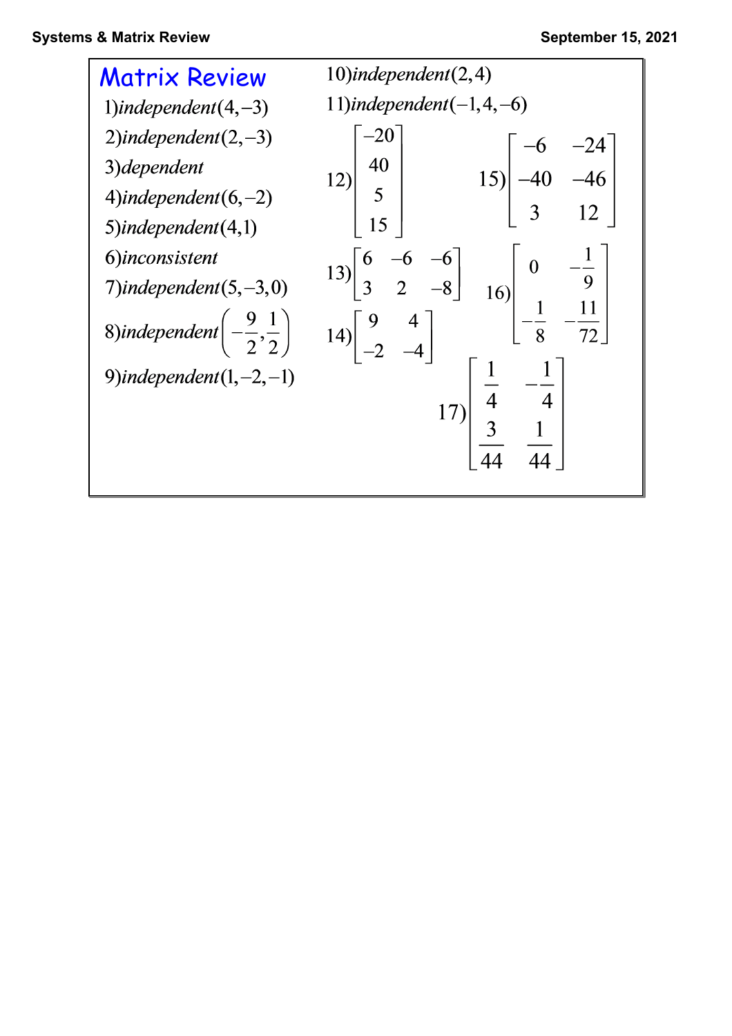# Matrix Review

1) $independent(4,-3)$

2) $independent(2,-3)$

3) $dependent$

4) $independent(6,-2)$

5) $independent(4,1)$

6) $inconsistent$

7) $independent(5,-3,0)$

8) $independent\left(-\frac{9}{2},\frac{1}{2}\right)$

9) $independent(1,-2,-1)$

10) $independent(2,4)$

11) $independent(-1,4,-6)$

12) $\begin{bmatrix} -20 \\ 40 \\ 5 \\ 15 \end{bmatrix}$

13) $\begin{bmatrix} 6 & -6 & -6 \\ 3 & 2 & -8 \end{bmatrix}$

14) $\begin{bmatrix} 9 & 4 \\ -2 & -4 \end{bmatrix}$

15) $\begin{bmatrix} -6 & -24 \\ -40 & -46 \\ 3 & 12 \end{bmatrix}$

16) $\begin{bmatrix} 0 & -\frac{1}{9} \\ -\frac{1}{8} & -\frac{11}{72} \end{bmatrix}$

17) $\begin{bmatrix} \frac{1}{4} & -\frac{1}{4} \\ \frac{3}{44} & \frac{1}{44} \end{bmatrix}$